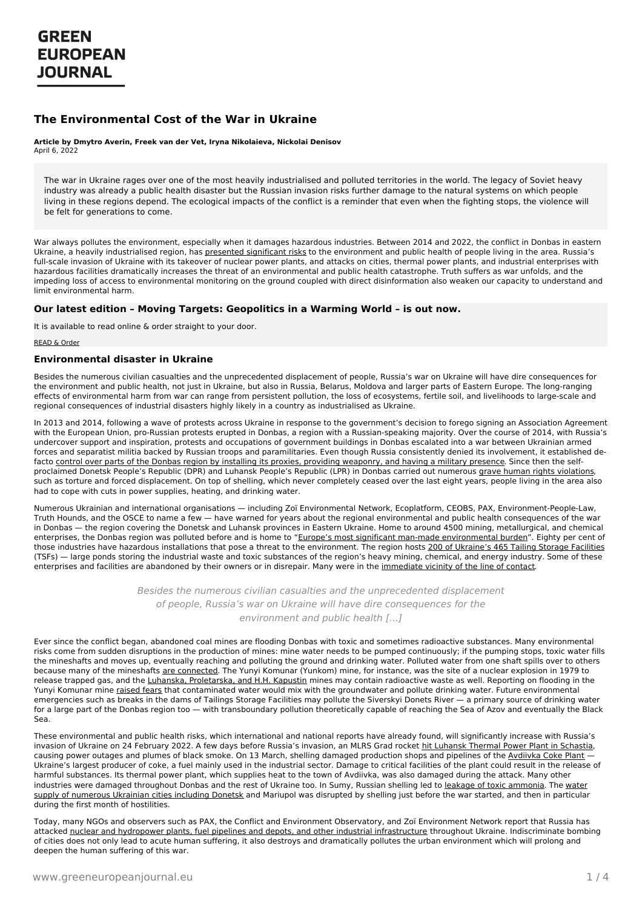# The Environmental Cost of the War in Ukraine

**Article by Dmytro Averin, Freek van der Vet, Iryna Nikolaieva, Nickolai Denisov**
April 6, 2022

The war in Ukraine rages over one of the most heavily industrialised and polluted territories in the world. The legacy of Soviet heavy industry was already a public health disaster but the Russian invasion risks further damage to the natural systems on which people living in these regions depend. The ecological impacts of the conflict is a reminder that even when the fighting stops, the violence will be felt for generations to come.

War always pollutes the environment, especially when it damages hazardous industries. Between 2014 and 2022, the conflict in Donbas in eastern Ukraine, a heavily industrialised region, has presented significant risks to the environment and public health of people living in the area. Russia's full-scale invasion of Ukraine with its takeover of nuclear power plants, and attacks on cities, thermal power plants, and industrial enterprises with hazardous facilities dramatically increases the threat of an environmental and public health catastrophe. Truth suffers as war unfolds, and the impeding loss of access to environmental monitoring on the ground coupled with direct disinformation also weaken our capacity to understand and limit environmental harm.

### Our latest edition – Moving Targets: Geopolitics in a Warming World – is out now.

It is available to read online & order straight to your door.

READ & Order

### Environmental disaster in Ukraine

Besides the numerous civilian casualties and the unprecedented displacement of people, Russia's war on Ukraine will have dire consequences for the environment and public health, not just in Ukraine, but also in Russia, Belarus, Moldova and larger parts of Eastern Europe. The long-ranging effects of environmental harm from war can range from persistent pollution, the loss of ecosystems, fertile soil, and livelihoods to large-scale and regional consequences of industrial disasters highly likely in a country as industrialised as Ukraine.

In 2013 and 2014, following a wave of protests across Ukraine in response to the government's decision to forego signing an Association Agreement with the European Union, pro-Russian protests erupted in Donbas, a region with a Russian-speaking majority. Over the course of 2014, with Russia's undercover support and inspiration, protests and occupations of government buildings in Donbas escalated into a war between Ukrainian armed forces and separatist militia backed by Russian troops and paramilitaries. Even though Russia consistently denied its involvement, it established de-facto control over parts of the Donbas region by installing its proxies, providing weaponry, and having a military presence. Since then the self-proclaimed Donetsk People's Republic (DPR) and Luhansk People's Republic (LPR) in Donbas carried out numerous grave human rights violations, such as torture and forced displacement. On top of shelling, which never completely ceased over the last eight years, people living in the area also had to cope with cuts in power supplies, heating, and drinking water.

Numerous Ukrainian and international organisations — including Zoï Environmental Network, Ecoplatform, CEOBS, PAX, Environment-People-Law, Truth Hounds, and the OSCE to name a few — have warned for years about the regional environmental and public health consequences of the war in Donbas — the region covering the Donetsk and Luhansk provinces in Eastern Ukraine. Home to around 4500 mining, metallurgical, and chemical enterprises, the Donbas region was polluted before and is home to "Europe's most significant man-made environmental burden". Eighty per cent of those industries have hazardous installations that pose a threat to the environment. The region hosts 200 of Ukraine's 465 Tailing Storage Facilities (TSFs) — large ponds storing the industrial waste and toxic substances of the region's heavy mining, chemical, and energy industry. Some of these enterprises and facilities are abandoned by their owners or in disrepair. Many were in the immediate vicinity of the line of contact.

> *Besides the numerous civilian casualties and the unprecedented displacement of people, Russia's war on Ukraine will have dire consequences for the environment and public health [...]*

Ever since the conflict began, abandoned coal mines are flooding Donbas with toxic and sometimes radioactive substances. Many environmental risks come from sudden disruptions in the production of mines: mine water needs to be pumped continuously; if the pumping stops, toxic water fills the mineshafts and moves up, eventually reaching and polluting the ground and drinking water. Polluted water from one shaft spills over to others because many of the mineshafts are connected. The Yunyi Komunar (Yunkom) mine, for instance, was the site of a nuclear explosion in 1979 to release trapped gas, and the Luhanska, Proletarska, and H.H. Kapustin mines may contain radioactive waste as well. Reporting on flooding in the Yunyi Komunar mine raised fears that contaminated water would mix with the groundwater and pollute drinking water. Future environmental emergencies such as breaks in the dams of Tailings Storage Facilities may pollute the Siverskyi Donets River — a primary source of drinking water for a large part of the Donbas region too — with transboundary pollution theoretically capable of reaching the Sea of Azov and eventually the Black Sea.

These environmental and public health risks, which international and national reports have already found, will significantly increase with Russia's invasion of Ukraine on 24 February 2022. A few days before Russia's invasion, an MLRS Grad rocket hit Luhansk Thermal Power Plant in Schastia, causing power outages and plumes of black smoke. On 13 March, shelling damaged production shops and pipelines of the Avdiivka Coke Plant — Ukraine's largest producer of coke, a fuel mainly used in the industrial sector. Damage to critical facilities of the plant could result in the release of harmful substances. Its thermal power plant, which supplies heat to the town of Avdiivka, was also damaged during the attack. Many other industries were damaged throughout Donbas and the rest of Ukraine too. In Sumy, Russian shelling led to leakage of toxic ammonia. The water supply of numerous Ukrainian cities including Donetsk and Mariupol was disrupted by shelling just before the war started, and then in particular during the first month of hostilities.

Today, many NGOs and observers such as PAX, the Conflict and Environment Observatory, and Zoï Environment Network report that Russia has attacked nuclear and hydropower plants, fuel pipelines and depots, and other industrial infrastructure throughout Ukraine. Indiscriminate bombing of cities does not only lead to acute human suffering, it also destroys and dramatically pollutes the urban environment which will prolong and deepen the human suffering of this war.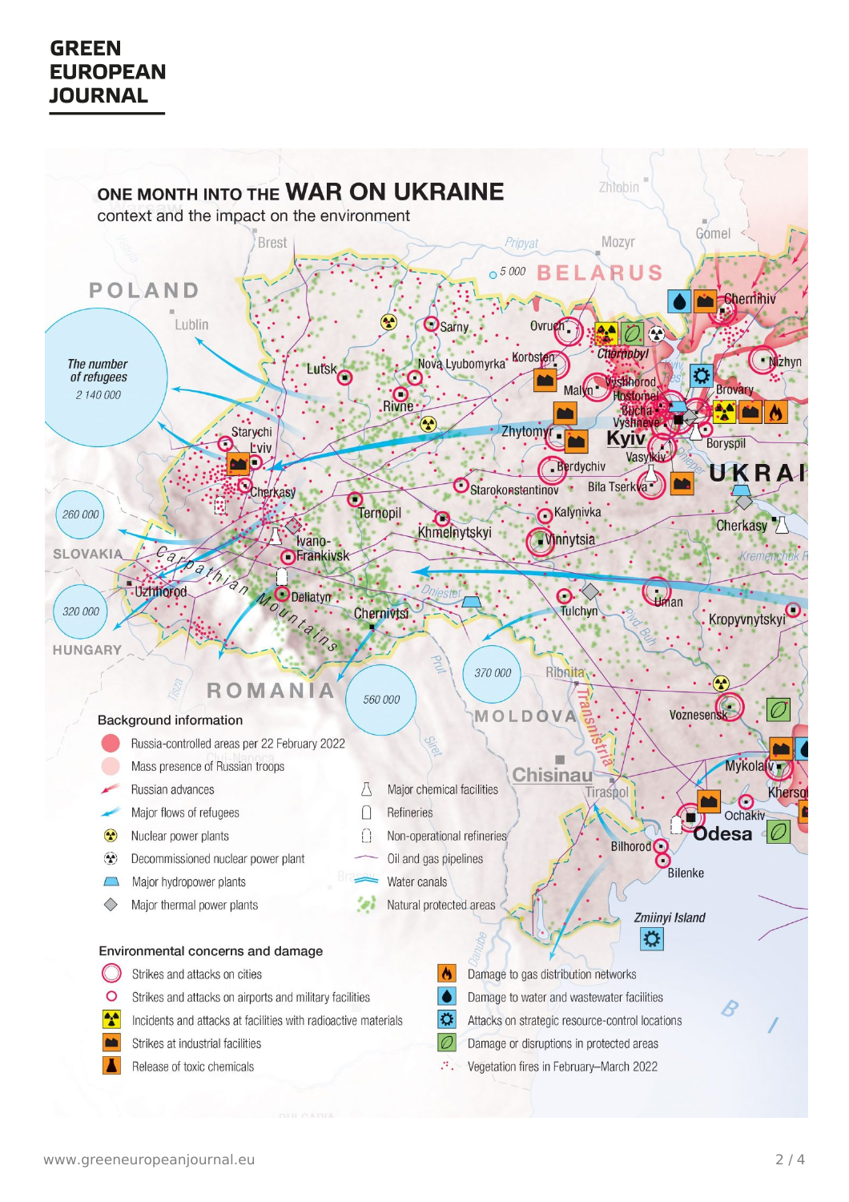## ONE MONTH INTO THE WAR ON UKRAINE

context and the impact on the environment

### Background information

- Russia-controlled areas per 22 February 2022
- Mass presence of Russian troops
- Russian advances
- Major flows of refugees
- Nuclear power plants
- Decommissioned nuclear power plant
- Major hydropower plants
- Major thermal power plants
- Major chemical facilities
- Refineries
- Non-operational refineries
- Oil and gas pipelines
- Water canals
- Natural protected areas

*The number of refugees*

2 140 000

260 000

320 000

560 000

370 000

5 000

### Environmental concerns and damage

- Strikes and attacks on cities
- Strikes and attacks on airports and military facilities
- Incidents and attacks at facilities with radioactive materials
- Strikes at industrial facilities
- Release of toxic chemicals
- Damage to gas distribution networks
- Damage to water and wastewater facilities
- Attacks on strategic resource-control locations
- Damage or disruptions in protected areas
- Vegetation fires in February–March 2022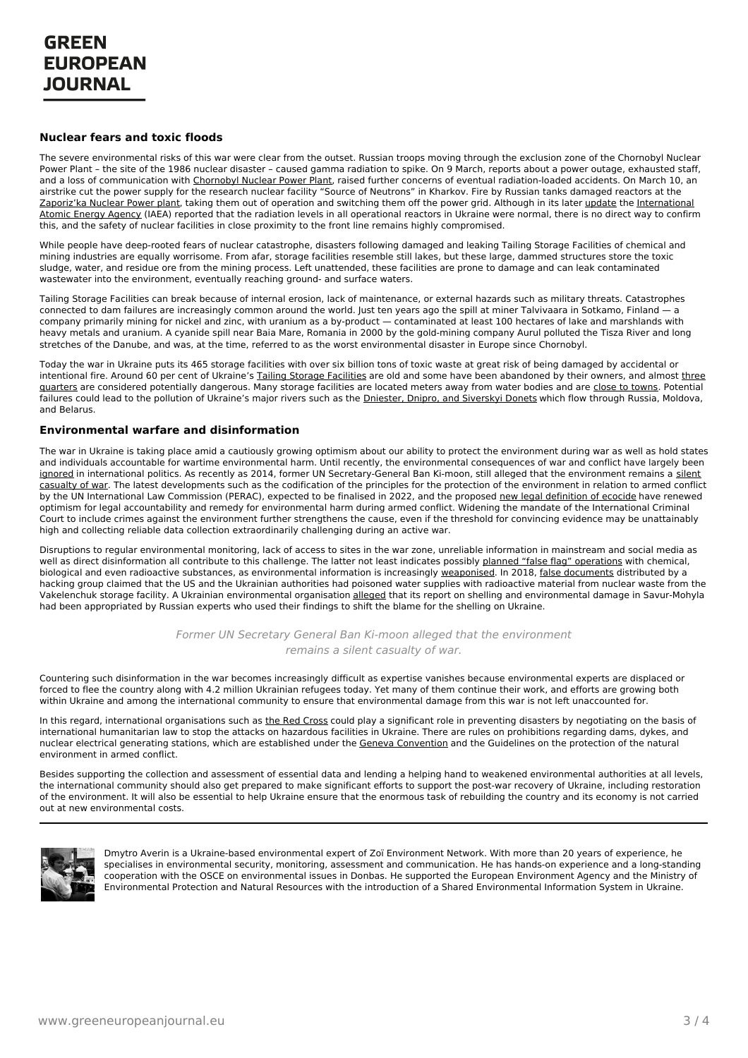## Nuclear fears and toxic floods

The severe environmental risks of this war were clear from the outset. Russian troops moving through the exclusion zone of the Chornobyl Nuclear Power Plant – the site of the 1986 nuclear disaster – caused gamma radiation to spike. On 9 March, reports about a power outage, exhausted staff, and a loss of communication with Chornobyl Nuclear Power Plant, raised further concerns of eventual radiation-loaded accidents. On March 10, an airstrike cut the power supply for the research nuclear facility "Source of Neutrons" in Kharkov. Fire by Russian tanks damaged reactors at the Zaporiz'ka Nuclear Power plant, taking them out of operation and switching them off the power grid. Although in its later update the International Atomic Energy Agency (IAEA) reported that the radiation levels in all operational reactors in Ukraine were normal, there is no direct way to confirm this, and the safety of nuclear facilities in close proximity to the front line remains highly compromised.

While people have deep-rooted fears of nuclear catastrophe, disasters following damaged and leaking Tailing Storage Facilities of chemical and mining industries are equally worrisome. From afar, storage facilities resemble still lakes, but these large, dammed structures store the toxic sludge, water, and residue ore from the mining process. Left unattended, these facilities are prone to damage and can leak contaminated wastewater into the environment, eventually reaching ground- and surface waters.

Tailing Storage Facilities can break because of internal erosion, lack of maintenance, or external hazards such as military threats. Catastrophes connected to dam failures are increasingly common around the world. Just ten years ago the spill at miner Talvivaara in Sotkamo, Finland — a company primarily mining for nickel and zinc, with uranium as a by-product — contaminated at least 100 hectares of lake and marshlands with heavy metals and uranium. A cyanide spill near Baia Mare, Romania in 2000 by the gold-mining company Aurul polluted the Tisza River and long stretches of the Danube, and was, at the time, referred to as the worst environmental disaster in Europe since Chornobyl.

Today the war in Ukraine puts its 465 storage facilities with over six billion tons of toxic waste at great risk of being damaged by accidental or intentional fire. Around 60 per cent of Ukraine's Tailing Storage Facilities are old and some have been abandoned by their owners, and almost three quarters are considered potentially dangerous. Many storage facilities are located meters away from water bodies and are close to towns. Potential failures could lead to the pollution of Ukraine's major rivers such as the Dniester, Dnipro, and Siverskyi Donets which flow through Russia, Moldova, and Belarus.

## Environmental warfare and disinformation

The war in Ukraine is taking place amid a cautiously growing optimism about our ability to protect the environment during war as well as hold states and individuals accountable for wartime environmental harm. Until recently, the environmental consequences of war and conflict have largely been ignored in international politics. As recently as 2014, former UN Secretary-General Ban Ki-moon, still alleged that the environment remains a silent casualty of war. The latest developments such as the codification of the principles for the protection of the environment in relation to armed conflict by the UN International Law Commission (PERAC), expected to be finalised in 2022, and the proposed new legal definition of ecocide have renewed optimism for legal accountability and remedy for environmental harm during armed conflict. Widening the mandate of the International Criminal Court to include crimes against the environment further strengthens the cause, even if the threshold for convincing evidence may be unattainably high and collecting reliable data collection extraordinarily challenging during an active war.

Disruptions to regular environmental monitoring, lack of access to sites in the war zone, unreliable information in mainstream and social media as well as direct disinformation all contribute to this challenge. The latter not least indicates possibly planned "false flag" operations with chemical, biological and even radioactive substances, as environmental information is increasingly weaponised. In 2018, false documents distributed by a hacking group claimed that the US and the Ukrainian authorities had poisoned water supplies with radioactive material from nuclear waste from the Vakelenchuk storage facility. A Ukrainian environmental organisation alleged that its report on shelling and environmental damage in Savur-Mohyla had been appropriated by Russian experts who used their findings to shift the blame for the shelling on Ukraine.

*Former UN Secretary General Ban Ki-moon alleged that the environment remains a silent casualty of war.*

Countering such disinformation in the war becomes increasingly difficult as expertise vanishes because environmental experts are displaced or forced to flee the country along with 4.2 million Ukrainian refugees today. Yet many of them continue their work, and efforts are growing both within Ukraine and among the international community to ensure that environmental damage from this war is not left unaccounted for.

In this regard, international organisations such as the Red Cross could play a significant role in preventing disasters by negotiating on the basis of international humanitarian law to stop the attacks on hazardous facilities in Ukraine. There are rules on prohibitions regarding dams, dykes, and nuclear electrical generating stations, which are established under the Geneva Convention and the Guidelines on the protection of the natural environment in armed conflict.

Besides supporting the collection and assessment of essential data and lending a helping hand to weakened environmental authorities at all levels, the international community should also get prepared to make significant efforts to support the post-war recovery of Ukraine, including restoration of the environment. It will also be essential to help Ukraine ensure that the enormous task of rebuilding the country and its economy is not carried out at new environmental costs.

---

Dmytro Averin is a Ukraine-based environmental expert of Zoï Environment Network. With more than 20 years of experience, he specialises in environmental security, monitoring, assessment and communication. He has hands-on experience and a long-standing cooperation with the OSCE on environmental issues in Donbas. He supported the European Environment Agency and the Ministry of Environmental Protection and Natural Resources with the introduction of a Shared Environmental Information System in Ukraine.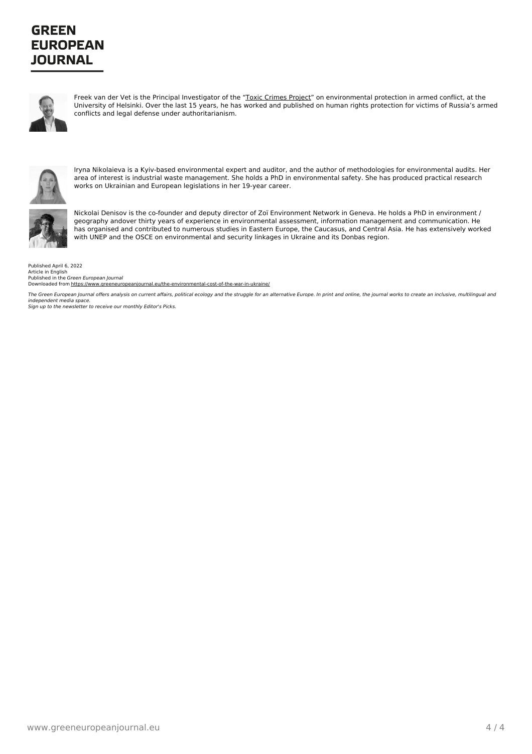Freek van der Vet is the Principal Investigator of the "Toxic Crimes Project" on environmental protection in armed conflict, at the University of Helsinki. Over the last 15 years, he has worked and published on human rights protection for victims of Russia's armed conflicts and legal defense under authoritarianism.

Iryna Nikolaieva is a Kyiv-based environmental expert and auditor, and the author of methodologies for environmental audits. Her area of interest is industrial waste management. She holds a PhD in environmental safety. She has produced practical research works on Ukrainian and European legislations in her 19-year career.

Nickolai Denisov is the co-founder and deputy director of Zoï Environment Network in Geneva. He holds a PhD in environment / geography andover thirty years of experience in environmental assessment, information management and communication. He has organised and contributed to numerous studies in Eastern Europe, the Caucasus, and Central Asia. He has extensively worked with UNEP and the OSCE on environmental and security linkages in Ukraine and its Donbas region.

Published April 6, 2022
Article in English
Published in the *Green European Journal*
Downloaded from https://www.greeneuropeanjournal.eu/the-environmental-cost-of-the-war-in-ukraine/

*The Green European Journal offers analysis on current affairs, political ecology and the struggle for an alternative Europe. In print and online, the journal works to create an inclusive, multilingual and independent media space.*
*Sign up to the newsletter to receive our monthly Editor's Picks.*